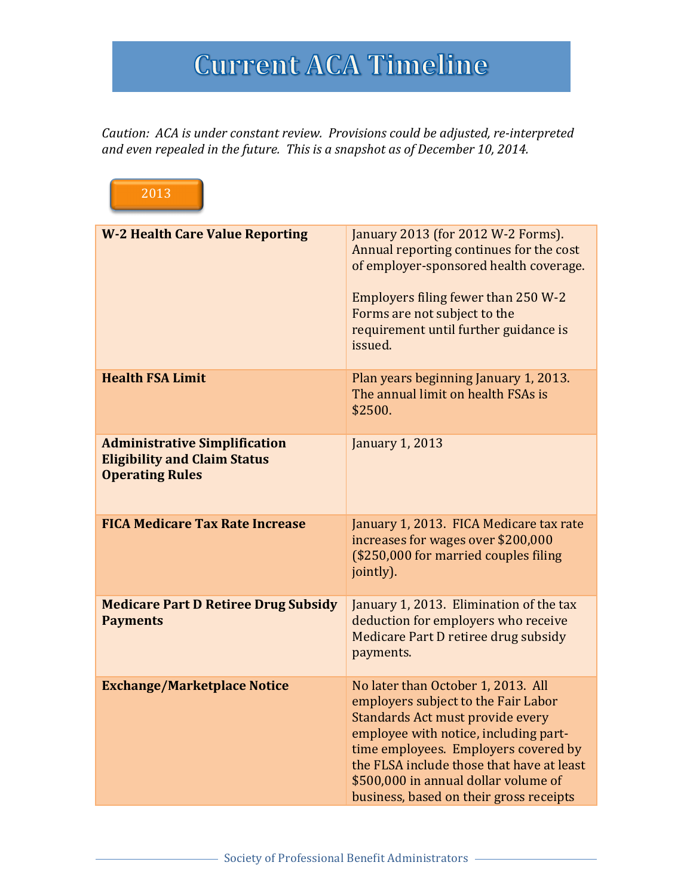# Current ACA Timeline

*Caution: ACA is under constant review. Provisions could be adjusted, re-interpreted and even repealed in the future. This is a snapshot as of December 10, 2014.*

## 2013

| | |
|---|---|
| **W-2 Health Care Value Reporting** | January 2013 (for 2012 W-2 Forms). Annual reporting continues for the cost of employer-sponsored health coverage.<br><br>Employers filing fewer than 250 W-2 Forms are not subject to the requirement until further guidance is issued. |
| **Health FSA Limit** | Plan years beginning January 1, 2013. The annual limit on health FSAs is $2500. |
| **Administrative Simplification Eligibility and Claim Status Operating Rules** | January 1, 2013 |
| **FICA Medicare Tax Rate Increase** | January 1, 2013. FICA Medicare tax rate increases for wages over $200,000 ($250,000 for married couples filing jointly). |
| **Medicare Part D Retiree Drug Subsidy Payments** | January 1, 2013. Elimination of the tax deduction for employers who receive Medicare Part D retiree drug subsidy payments. |
| **Exchange/Marketplace Notice** | No later than October 1, 2013. All employers subject to the Fair Labor Standards Act must provide every employee with notice, including part-time employees. Employers covered by the FLSA include those that have at least $500,000 in annual dollar volume of business, based on their gross receipts |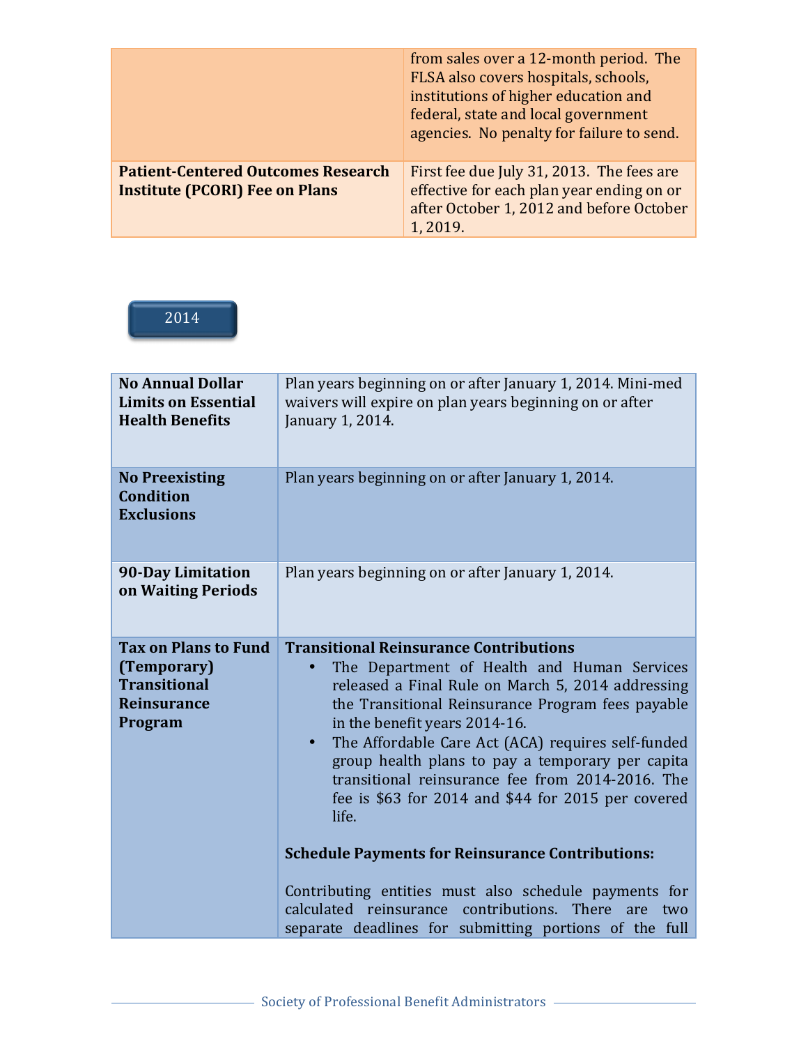| | |
|---|---|
| | from sales over a 12-month period. The FLSA also covers hospitals, schools, institutions of higher education and federal, state and local government agencies. No penalty for failure to send. |
| **Patient-Centered Outcomes Research Institute (PCORI) Fee on Plans** | First fee due July 31, 2013. The fees are effective for each plan year ending on or after October 1, 2012 and before October 1, 2019. |

## 2014

| | |
|---|---|
| **No Annual Dollar Limits on Essential Health Benefits** | Plan years beginning on or after January 1, 2014. Mini-med waivers will expire on plan years beginning on or after January 1, 2014. |
| **No Preexisting Condition Exclusions** | Plan years beginning on or after January 1, 2014. |
| **90-Day Limitation on Waiting Periods** | Plan years beginning on or after January 1, 2014. |
| **Tax on Plans to Fund (Temporary) Transitional Reinsurance Program** | **Transitional Reinsurance Contributions**<br>• The Department of Health and Human Services released a Final Rule on March 5, 2014 addressing the Transitional Reinsurance Program fees payable in the benefit years 2014-16.<br>• The Affordable Care Act (ACA) requires self-funded group health plans to pay a temporary per capita transitional reinsurance fee from 2014-2016. The fee is $63 for 2014 and $44 for 2015 per covered life.<br><br>**Schedule Payments for Reinsurance Contributions:**<br><br>Contributing entities must also schedule payments for calculated reinsurance contributions. There are two separate deadlines for submitting portions of the full |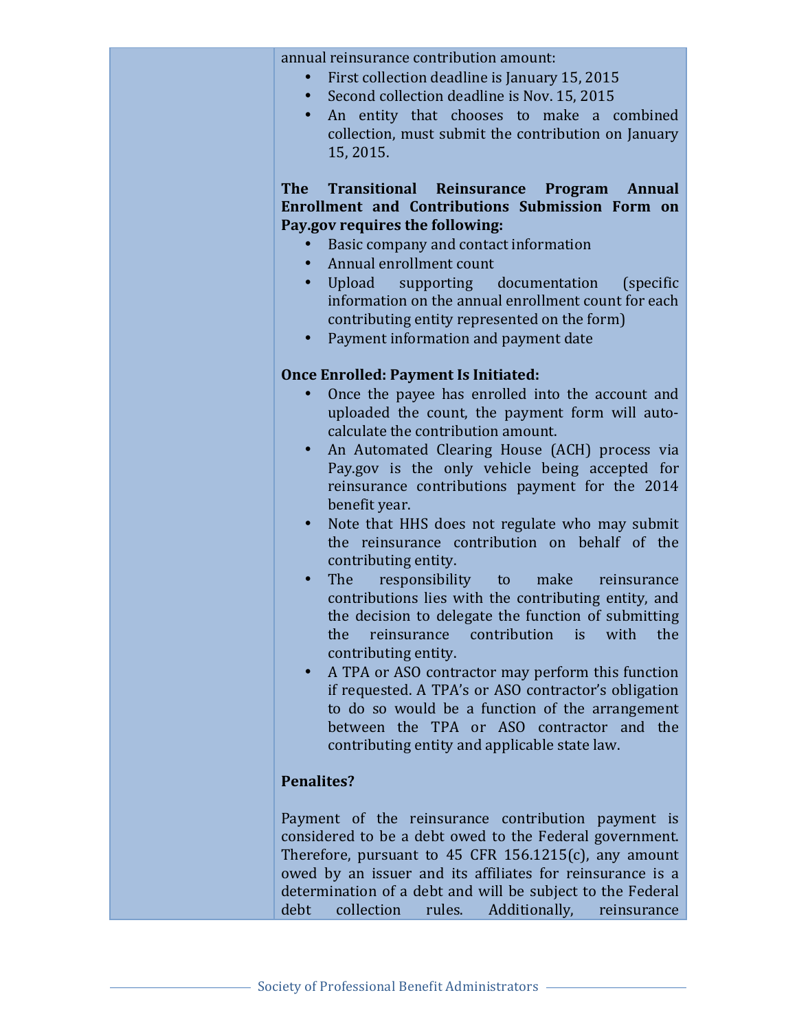annual reinsurance contribution amount:

- First collection deadline is January 15, 2015
- Second collection deadline is Nov. 15, 2015
- An entity that chooses to make a combined collection, must submit the contribution on January 15, 2015.

**The Transitional Reinsurance Program Annual Enrollment and Contributions Submission Form on Pay.gov requires the following:**

- Basic company and contact information
- Annual enrollment count
- Upload supporting documentation (specific information on the annual enrollment count for each contributing entity represented on the form)
- Payment information and payment date

**Once Enrolled: Payment Is Initiated:**

- Once the payee has enrolled into the account and uploaded the count, the payment form will auto-calculate the contribution amount.
- An Automated Clearing House (ACH) process via Pay.gov is the only vehicle being accepted for reinsurance contributions payment for the 2014 benefit year.
- Note that HHS does not regulate who may submit the reinsurance contribution on behalf of the contributing entity.
- The responsibility to make reinsurance contributions lies with the contributing entity, and the decision to delegate the function of submitting the reinsurance contribution is with the contributing entity.
- A TPA or ASO contractor may perform this function if requested. A TPA's or ASO contractor's obligation to do so would be a function of the arrangement between the TPA or ASO contractor and the contributing entity and applicable state law.

**Penalites?**

Payment of the reinsurance contribution payment is considered to be a debt owed to the Federal government. Therefore, pursuant to 45 CFR 156.1215(c), any amount owed by an issuer and its affiliates for reinsurance is a determination of a debt and will be subject to the Federal debt collection rules. Additionally, reinsurance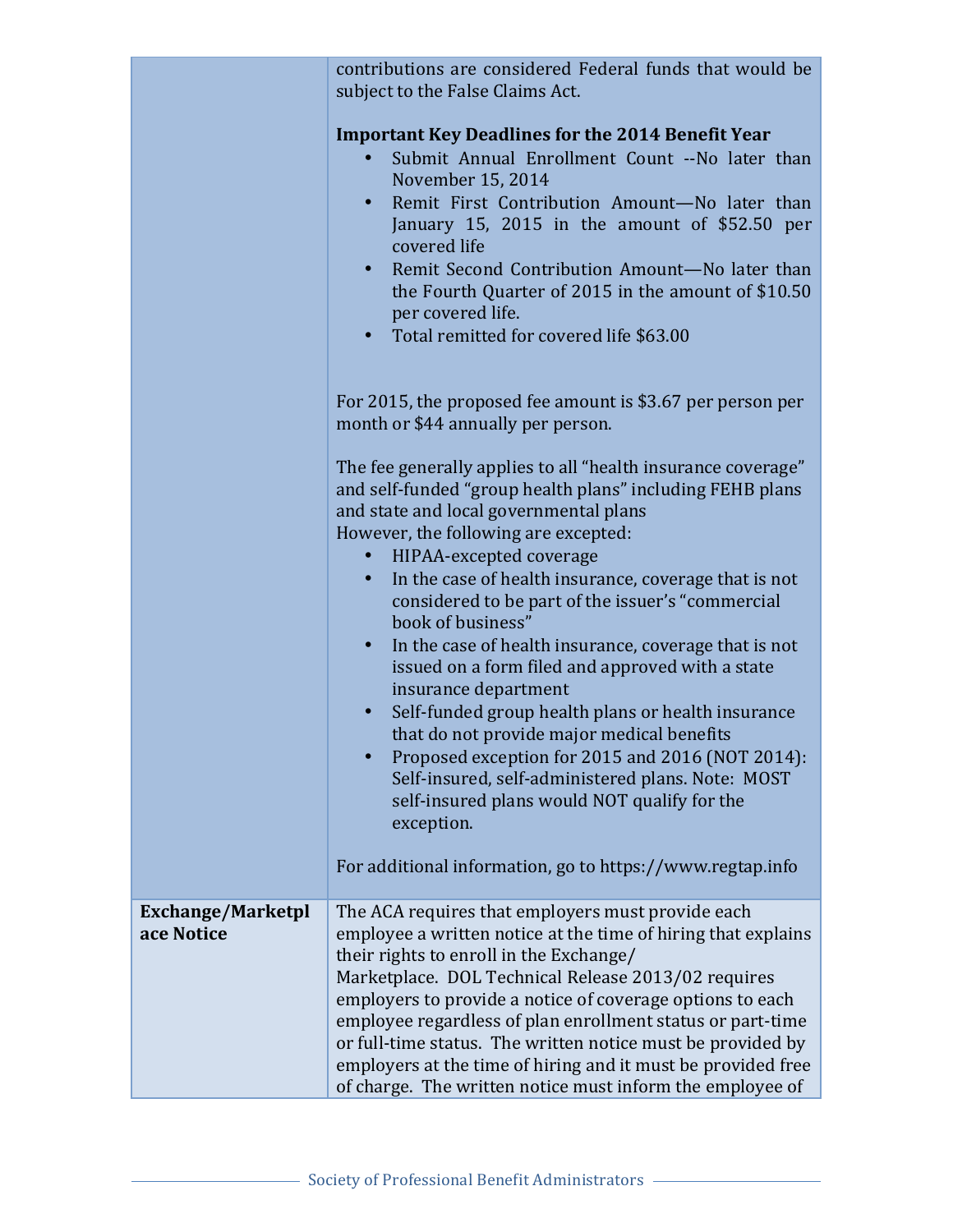| | |
|---|---|
| | contributions are considered Federal funds that would be subject to the False Claims Act.<br><br>**Important Key Deadlines for the 2014 Benefit Year**<br>• Submit Annual Enrollment Count --No later than November 15, 2014<br>• Remit First Contribution Amount—No later than January 15, 2015 in the amount of $52.50 per covered life<br>• Remit Second Contribution Amount—No later than the Fourth Quarter of 2015 in the amount of $10.50 per covered life.<br>• Total remitted for covered life $63.00<br><br>For 2015, the proposed fee amount is $3.67 per person per month or $44 annually per person.<br><br>The fee generally applies to all "health insurance coverage" and self-funded "group health plans" including FEHB plans and state and local governmental plans<br>However, the following are excepted:<br>• HIPAA-excepted coverage<br>• In the case of health insurance, coverage that is not considered to be part of the issuer's "commercial book of business"<br>• In the case of health insurance, coverage that is not issued on a form filed and approved with a state insurance department<br>• Self-funded group health plans or health insurance that do not provide major medical benefits<br>• Proposed exception for 2015 and 2016 (NOT 2014): Self-insured, self-administered plans. Note: MOST self-insured plans would NOT qualify for the exception.<br><br>For additional information, go to https://www.regtap.info |
| **Exchange/Marketplace Notice** | The ACA requires that employers must provide each employee a written notice at the time of hiring that explains their rights to enroll in the Exchange/ Marketplace. DOL Technical Release 2013/02 requires employers to provide a notice of coverage options to each employee regardless of plan enrollment status or part-time or full-time status. The written notice must be provided by employers at the time of hiring and it must be provided free of charge. The written notice must inform the employee of |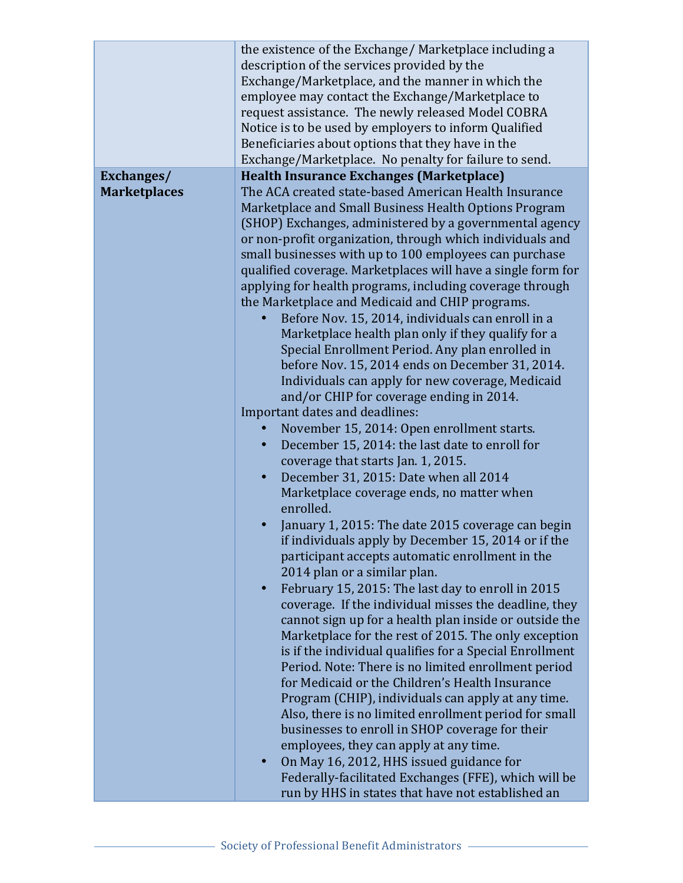| | |
|---|---|
| | the existence of the Exchange/ Marketplace including a description of the services provided by the Exchange/Marketplace, and the manner in which the employee may contact the Exchange/Marketplace to request assistance. The newly released Model COBRA Notice is to be used by employers to inform Qualified Beneficiaries about options that they have in the Exchange/Marketplace. No penalty for failure to send. |
| **Exchanges/ Marketplaces** | **Health Insurance Exchanges (Marketplace)**<br>The ACA created state-based American Health Insurance Marketplace and Small Business Health Options Program (SHOP) Exchanges, administered by a governmental agency or non-profit organization, through which individuals and small businesses with up to 100 employees can purchase qualified coverage. Marketplaces will have a single form for applying for health programs, including coverage through the Marketplace and Medicaid and CHIP programs.<br>• Before Nov. 15, 2014, individuals can enroll in a Marketplace health plan only if they qualify for a Special Enrollment Period. Any plan enrolled in before Nov. 15, 2014 ends on December 31, 2014. Individuals can apply for new coverage, Medicaid and/or CHIP for coverage ending in 2014.<br>Important dates and deadlines:<br>• November 15, 2014: Open enrollment starts.<br>• December 15, 2014: the last date to enroll for coverage that starts Jan. 1, 2015.<br>• December 31, 2015: Date when all 2014 Marketplace coverage ends, no matter when enrolled.<br>• January 1, 2015: The date 2015 coverage can begin if individuals apply by December 15, 2014 or if the participant accepts automatic enrollment in the 2014 plan or a similar plan.<br>• February 15, 2015: The last day to enroll in 2015 coverage. If the individual misses the deadline, they cannot sign up for a health plan inside or outside the Marketplace for the rest of 2015. The only exception is if the individual qualifies for a Special Enrollment Period. Note: There is no limited enrollment period for Medicaid or the Children's Health Insurance Program (CHIP), individuals can apply at any time. Also, there is no limited enrollment period for small businesses to enroll in SHOP coverage for their employees, they can apply at any time.<br>• On May 16, 2012, HHS issued guidance for Federally-facilitated Exchanges (FFE), which will be run by HHS in states that have not established an |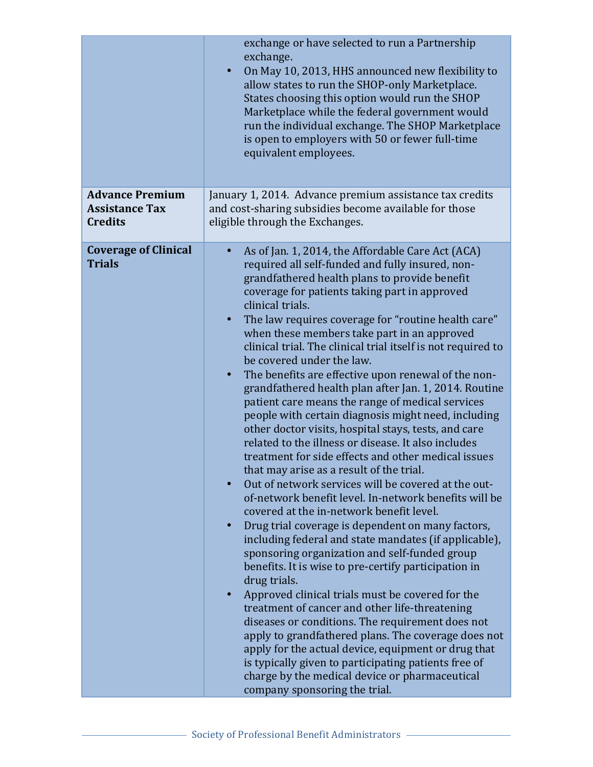| | |
|---|---|
| | exchange or have selected to run a Partnership exchange.<br>• On May 10, 2013, HHS announced new flexibility to allow states to run the SHOP-only Marketplace. States choosing this option would run the SHOP Marketplace while the federal government would run the individual exchange. The SHOP Marketplace is open to employers with 50 or fewer full-time equivalent employees. |
| **Advance Premium Assistance Tax Credits** | January 1, 2014. Advance premium assistance tax credits and cost-sharing subsidies become available for those eligible through the Exchanges. |
| **Coverage of Clinical Trials** | • As of Jan. 1, 2014, the Affordable Care Act (ACA) required all self-funded and fully insured, non-grandfathered health plans to provide benefit coverage for patients taking part in approved clinical trials.<br>• The law requires coverage for "routine health care" when these members take part in an approved clinical trial. The clinical trial itself is not required to be covered under the law.<br>• The benefits are effective upon renewal of the non-grandfathered health plan after Jan. 1, 2014. Routine patient care means the range of medical services people with certain diagnosis might need, including other doctor visits, hospital stays, tests, and care related to the illness or disease. It also includes treatment for side effects and other medical issues that may arise as a result of the trial.<br>• Out of network services will be covered at the out-of-network benefit level. In-network benefits will be covered at the in-network benefit level.<br>• Drug trial coverage is dependent on many factors, including federal and state mandates (if applicable), sponsoring organization and self-funded group benefits. It is wise to pre-certify participation in drug trials.<br>• Approved clinical trials must be covered for the treatment of cancer and other life-threatening diseases or conditions. The requirement does not apply to grandfathered plans. The coverage does not apply for the actual device, equipment or drug that is typically given to participating patients free of charge by the medical device or pharmaceutical company sponsoring the trial. |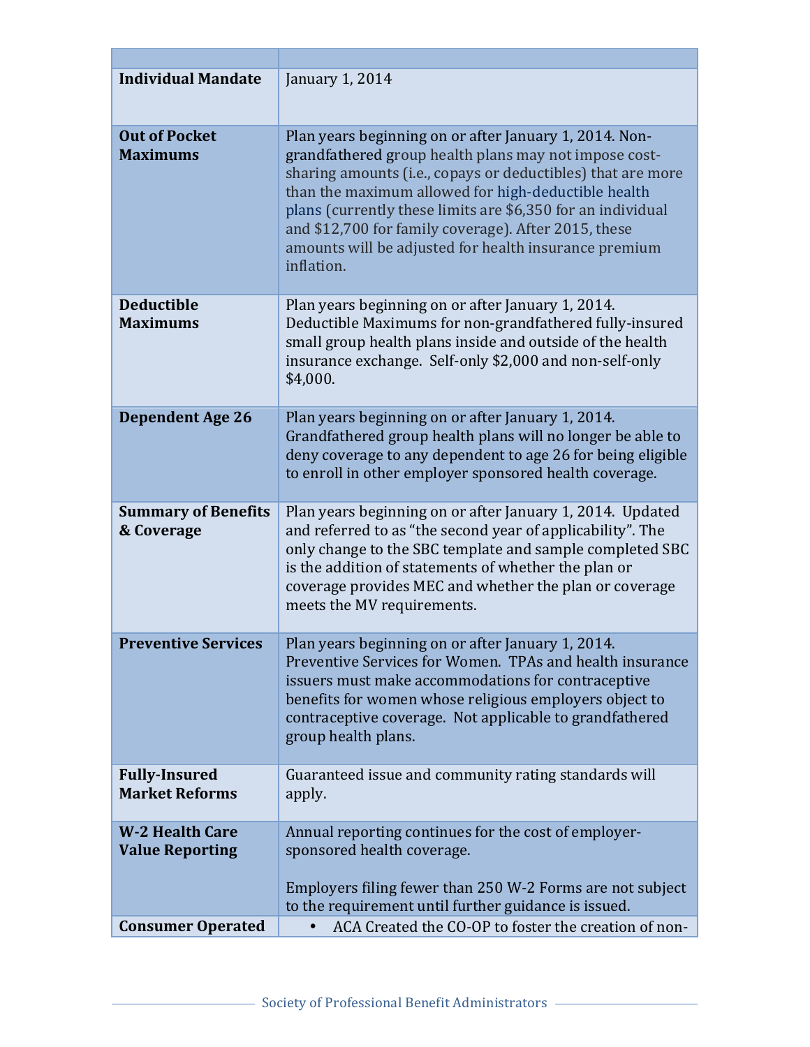| | |
|---|---|
| **Individual Mandate** | January 1, 2014 |
| **Out of Pocket Maximums** | Plan years beginning on or after January 1, 2014. Non-grandfathered group health plans may not impose cost-sharing amounts (i.e., copays or deductibles) that are more than the maximum allowed for high-deductible health plans (currently these limits are $6,350 for an individual and $12,700 for family coverage). After 2015, these amounts will be adjusted for health insurance premium inflation. |
| **Deductible Maximums** | Plan years beginning on or after January 1, 2014. Deductible Maximums for non-grandfathered fully-insured small group health plans inside and outside of the health insurance exchange. Self-only $2,000 and non-self-only $4,000. |
| **Dependent Age 26** | Plan years beginning on or after January 1, 2014. Grandfathered group health plans will no longer be able to deny coverage to any dependent to age 26 for being eligible to enroll in other employer sponsored health coverage. |
| **Summary of Benefits & Coverage** | Plan years beginning on or after January 1, 2014. Updated and referred to as "the second year of applicability". The only change to the SBC template and sample completed SBC is the addition of statements of whether the plan or coverage provides MEC and whether the plan or coverage meets the MV requirements. |
| **Preventive Services** | Plan years beginning on or after January 1, 2014. Preventive Services for Women. TPAs and health insurance issuers must make accommodations for contraceptive benefits for women whose religious employers object to contraceptive coverage. Not applicable to grandfathered group health plans. |
| **Fully-Insured Market Reforms** | Guaranteed issue and community rating standards will apply. |
| **W-2 Health Care Value Reporting** | Annual reporting continues for the cost of employer-sponsored health coverage.<br><br>Employers filing fewer than 250 W-2 Forms are not subject to the requirement until further guidance is issued. |
| **Consumer Operated** | • ACA Created the CO-OP to foster the creation of non- |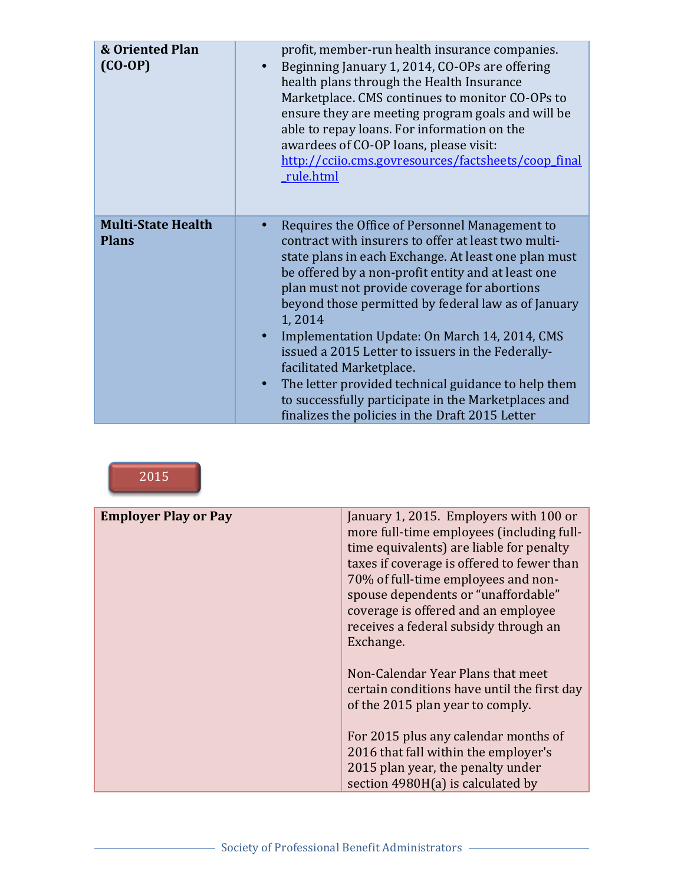| & Oriented Plan (CO-OP) | profit, member-run health insurance companies. <br>• Beginning January 1, 2014, CO-OPs are offering health plans through the Health Insurance Marketplace. CMS continues to monitor CO-OPs to ensure they are meeting program goals and will be able to repay loans. For information on the awardees of CO-OP loans, please visit: [http://cciio.cms.govresources/factsheets/coop_final_rule.html](http://cciio.cms.govresources/factsheets/coop_final_rule.html) |
|---|---|
| **Multi-State Health Plans** | • Requires the Office of Personnel Management to contract with insurers to offer at least two multi-state plans in each Exchange. At least one plan must be offered by a non-profit entity and at least one plan must not provide coverage for abortions beyond those permitted by federal law as of January 1, 2014 <br>• Implementation Update: On March 14, 2014, CMS issued a 2015 Letter to issuers in the Federally-facilitated Marketplace. <br>• The letter provided technical guidance to help them to successfully participate in the Marketplaces and finalizes the policies in the Draft 2015 Letter |

## 2015

| **Employer Play or Pay** | January 1, 2015. Employers with 100 or more full-time employees (including full-time equivalents) are liable for penalty taxes if coverage is offered to fewer than 70% of full-time employees and non-spouse dependents or "unaffordable" coverage is offered and an employee receives a federal subsidy through an Exchange. <br><br>Non-Calendar Year Plans that meet certain conditions have until the first day of the 2015 plan year to comply. <br><br>For 2015 plus any calendar months of 2016 that fall within the employer's 2015 plan year, the penalty under section 4980H(a) is calculated by |
|---|---|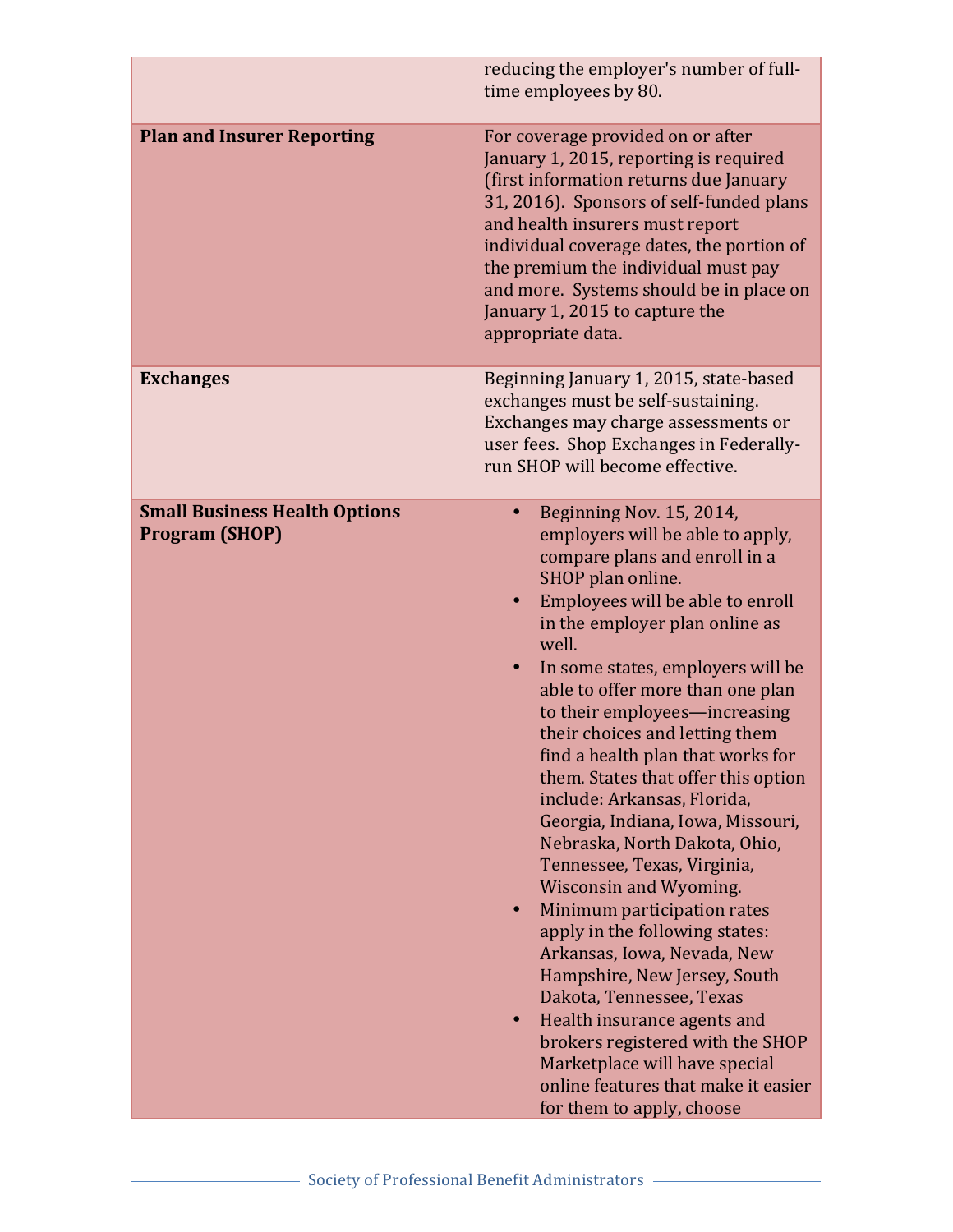|  |  |
|---|---|
|  | reducing the employer's number of full-time employees by 80. |
| **Plan and Insurer Reporting** | For coverage provided on or after January 1, 2015, reporting is required (first information returns due January 31, 2016). Sponsors of self-funded plans and health insurers must report individual coverage dates, the portion of the premium the individual must pay and more. Systems should be in place on January 1, 2015 to capture the appropriate data. |
| **Exchanges** | Beginning January 1, 2015, state-based exchanges must be self-sustaining. Exchanges may charge assessments or user fees. Shop Exchanges in Federally-run SHOP will become effective. |
| **Small Business Health Options Program (SHOP)** | • Beginning Nov. 15, 2014, employers will be able to apply, compare plans and enroll in a SHOP plan online.<br>• Employees will be able to enroll in the employer plan online as well.<br>• In some states, employers will be able to offer more than one plan to their employees—increasing their choices and letting them find a health plan that works for them. States that offer this option include: Arkansas, Florida, Georgia, Indiana, Iowa, Missouri, Nebraska, North Dakota, Ohio, Tennessee, Texas, Virginia, Wisconsin and Wyoming.<br>• Minimum participation rates apply in the following states: Arkansas, Iowa, Nevada, New Hampshire, New Jersey, South Dakota, Tennessee, Texas<br>• Health insurance agents and brokers registered with the SHOP Marketplace will have special online features that make it easier for them to apply, choose |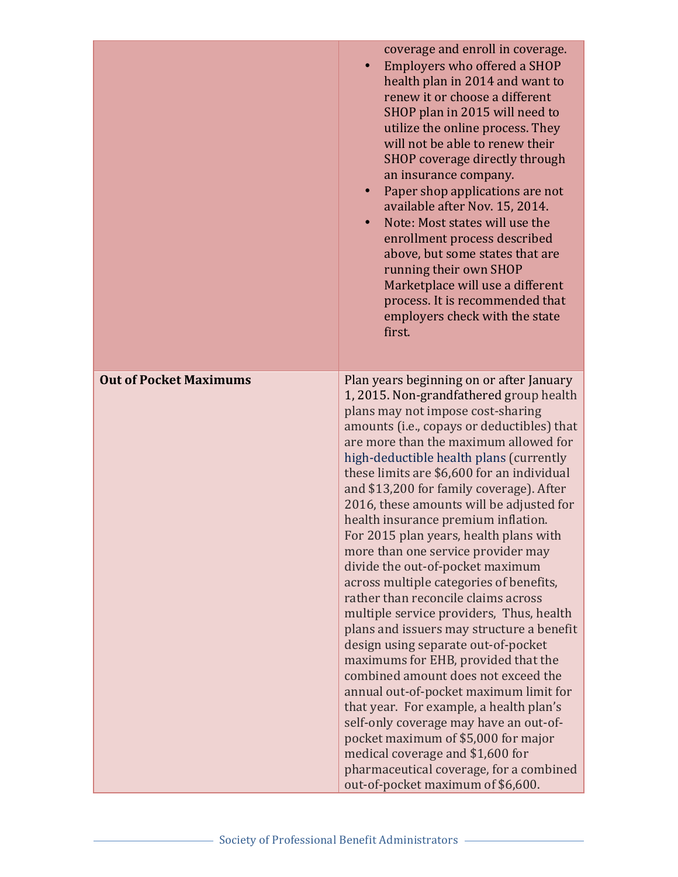| | |
|---|---|
| | coverage and enroll in coverage.<br>• Employers who offered a SHOP health plan in 2014 and want to renew it or choose a different SHOP plan in 2015 will need to utilize the online process. They will not be able to renew their SHOP coverage directly through an insurance company.<br>• Paper shop applications are not available after Nov. 15, 2014.<br>• Note: Most states will use the enrollment process described above, but some states that are running their own SHOP Marketplace will use a different process. It is recommended that employers check with the state first. |
| **Out of Pocket Maximums** | Plan years beginning on or after January 1, 2015. Non-grandfathered group health plans may not impose cost-sharing amounts (i.e., copays or deductibles) that are more than the maximum allowed for high-deductible health plans (currently these limits are $6,600 for an individual and $13,200 for family coverage). After 2016, these amounts will be adjusted for health insurance premium inflation.<br>For 2015 plan years, health plans with more than one service provider may divide the out-of-pocket maximum across multiple categories of benefits, rather than reconcile claims across multiple service providers, Thus, health plans and issuers may structure a benefit design using separate out-of-pocket maximums for EHB, provided that the combined amount does not exceed the annual out-of-pocket maximum limit for that year. For example, a health plan's self-only coverage may have an out-of-pocket maximum of $5,000 for major medical coverage and $1,600 for pharmaceutical coverage, for a combined out-of-pocket maximum of $6,600. |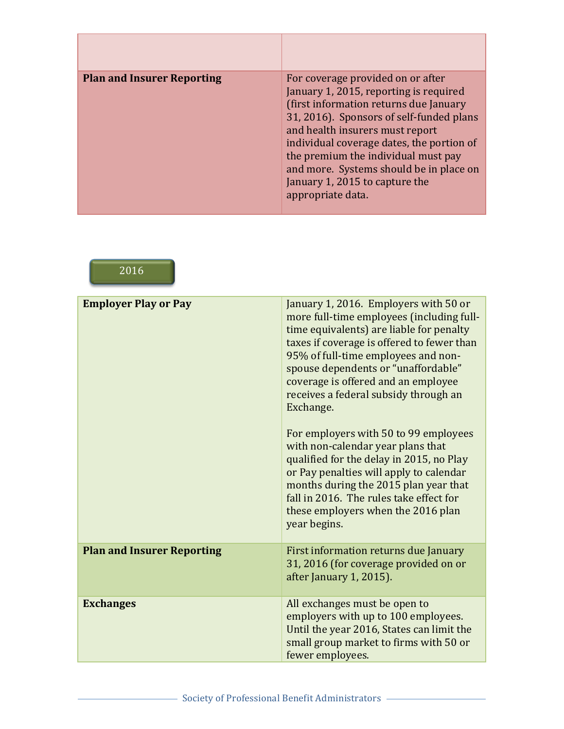| | |
|---|---|
| **Plan and Insurer Reporting** | For coverage provided on or after January 1, 2015, reporting is required (first information returns due January 31, 2016). Sponsors of self-funded plans and health insurers must report individual coverage dates, the portion of the premium the individual must pay and more. Systems should be in place on January 1, 2015 to capture the appropriate data. |

## 2016

| | |
|---|---|
| **Employer Play or Pay** | January 1, 2016. Employers with 50 or more full-time employees (including full-time equivalents) are liable for penalty taxes if coverage is offered to fewer than 95% of full-time employees and non-spouse dependents or "unaffordable" coverage is offered and an employee receives a federal subsidy through an Exchange.<br><br>For employers with 50 to 99 employees with non-calendar year plans that qualified for the delay in 2015, no Play or Pay penalties will apply to calendar months during the 2015 plan year that fall in 2016. The rules take effect for these employers when the 2016 plan year begins. |
| **Plan and Insurer Reporting** | First information returns due January 31, 2016 (for coverage provided on or after January 1, 2015). |
| **Exchanges** | All exchanges must be open to employers with up to 100 employees. Until the year 2016, States can limit the small group market to firms with 50 or fewer employees. |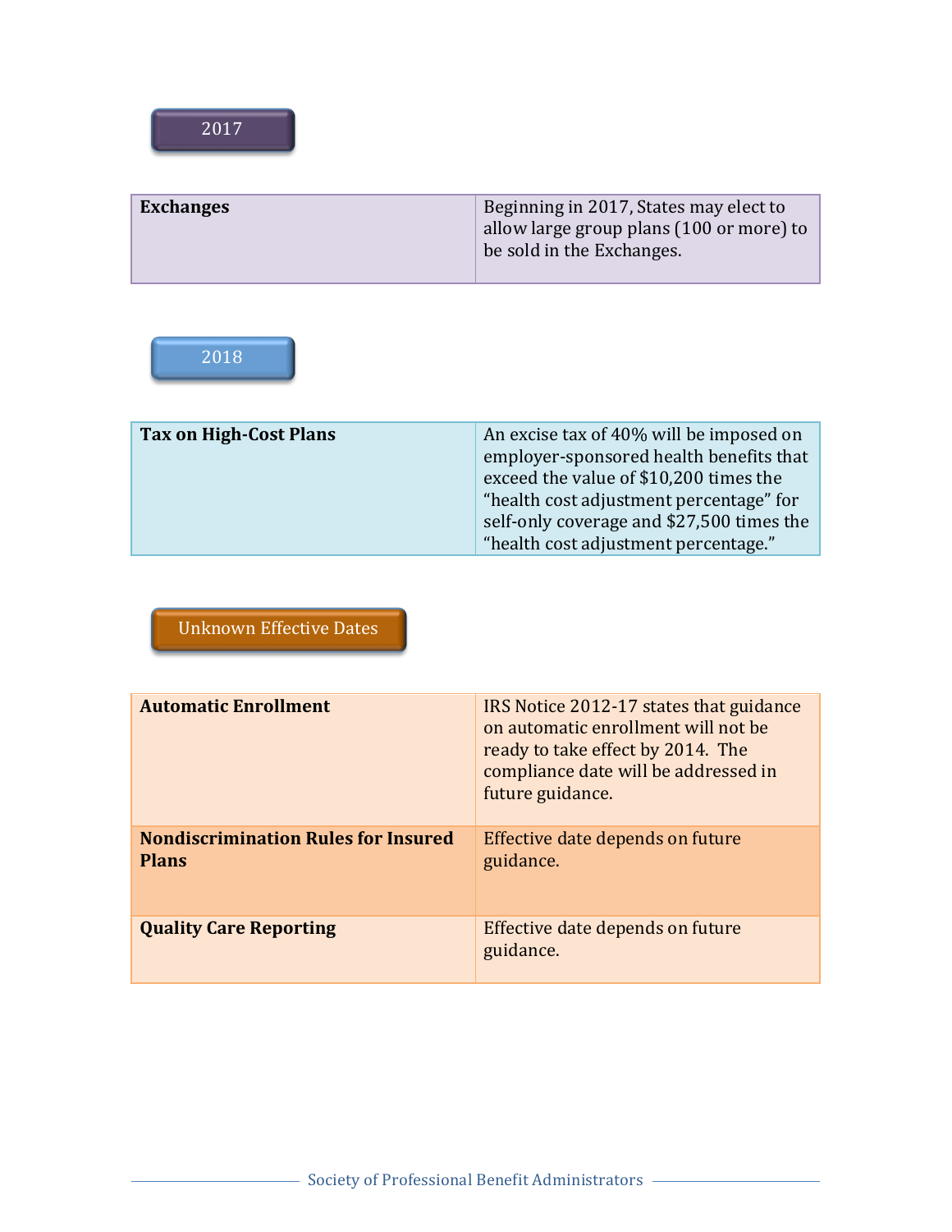## 2017

| | |
|---|---|
| **Exchanges** | Beginning in 2017, States may elect to allow large group plans (100 or more) to be sold in the Exchanges. |

## 2018

| | |
|---|---|
| **Tax on High-Cost Plans** | An excise tax of 40% will be imposed on employer-sponsored health benefits that exceed the value of $10,200 times the "health cost adjustment percentage" for self-only coverage and $27,500 times the "health cost adjustment percentage." |

## Unknown Effective Dates

| | |
|---|---|
| **Automatic Enrollment** | IRS Notice 2012-17 states that guidance on automatic enrollment will not be ready to take effect by 2014. The compliance date will be addressed in future guidance. |
| **Nondiscrimination Rules for Insured Plans** | Effective date depends on future guidance. |
| **Quality Care Reporting** | Effective date depends on future guidance. |